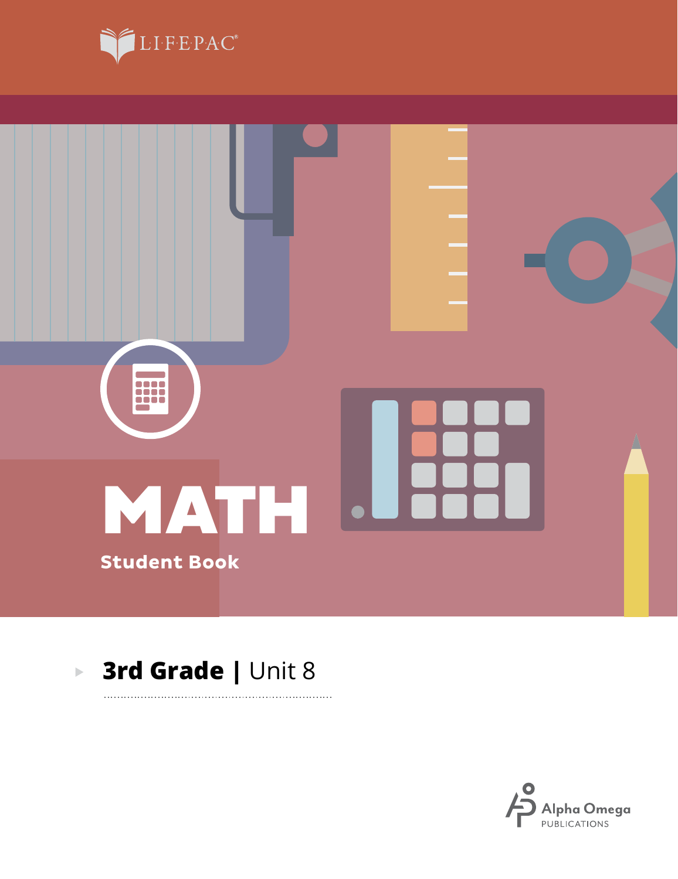LIFEPAC®

# MATH

Student Book

**3rd Grade** | Unit 8

Alpha Omega PUBLICATIONS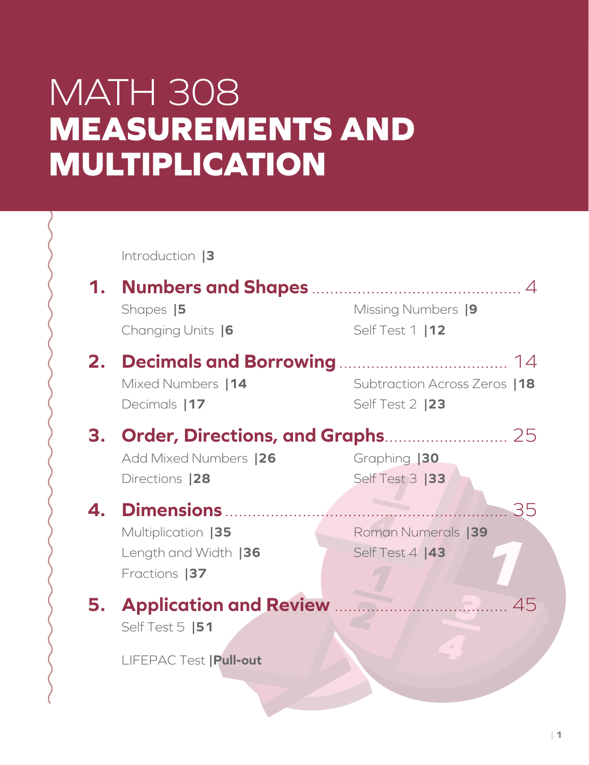# MATH 308
# MEASUREMENTS AND MULTIPLICATION

Introduction |3

## 1. Numbers and Shapes ............................................. 4

Shapes |5

Changing Units |6

Missing Numbers |9

Self Test 1 |12

## 2. Decimals and Borrowing ..................................... 14

Mixed Numbers |14

Decimals |17

Subtraction Across Zeros |18

Self Test 2 |23

## 3. Order, Directions, and Graphs.......................... 25

Add Mixed Numbers |26

Directions |28

Graphing |30

Self Test 3 |33

## 4. Dimensions ............................................................ 35

Multiplication |35

Length and Width |36

Fractions |37

Roman Numerals |39

Self Test 4 |43

## 5. Application and Review ...................................... 45

Self Test 5 |51

LIFEPAC Test |**Pull-out**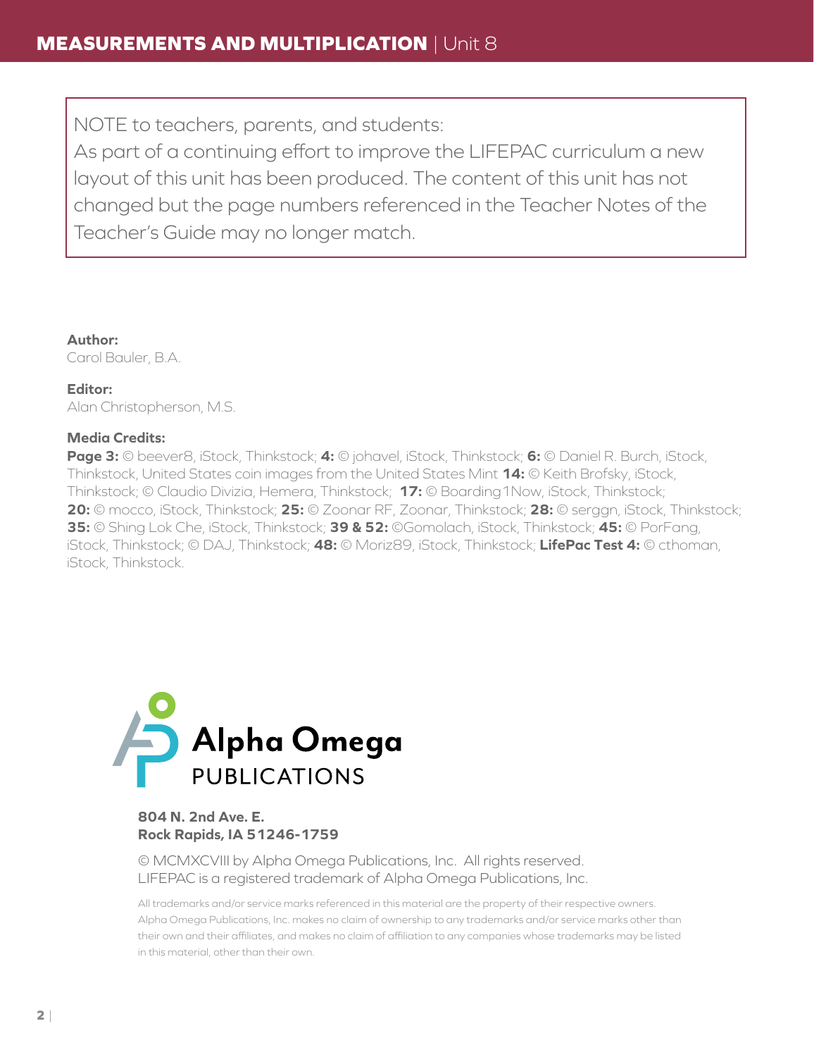NOTE to teachers, parents, and students:
As part of a continuing effort to improve the LIFEPAC curriculum a new layout of this unit has been produced. The content of this unit has not changed but the page numbers referenced in the Teacher Notes of the Teacher's Guide may no longer match.

**Author:**
Carol Bauler, B.A.

**Editor:**
Alan Christopherson, M.S.

**Media Credits:**
**Page 3:** © beever8, iStock, Thinkstock; **4:** © johavel, iStock, Thinkstock; **6:** © Daniel R. Burch, iStock, Thinkstock, United States coin images from the United States Mint **14:** © Keith Brofsky, iStock, Thinkstock; © Claudio Divizia, Hemera, Thinkstock; **17:** © Boarding1Now, iStock, Thinkstock; **20:** © mocco, iStock, Thinkstock; **25:** © Zoonar RF, Zoonar, Thinkstock; **28:** © serggn, iStock, Thinkstock; **35:** © Shing Lok Che, iStock, Thinkstock; **39 & 52:** ©Gomolach, iStock, Thinkstock; **45:** © PorFang, iStock, Thinkstock; © DAJ, Thinkstock; **48:** © Moriz89, iStock, Thinkstock; **LifePac Test 4:** © cthoman, iStock, Thinkstock.

Alpha Omega
PUBLICATIONS

**804 N. 2nd Ave. E.**
**Rock Rapids, IA 51246-1759**

© MCMXCVIII by Alpha Omega Publications, Inc. All rights reserved.
LIFEPAC is a registered trademark of Alpha Omega Publications, Inc.

All trademarks and/or service marks referenced in this material are the property of their respective owners. Alpha Omega Publications, Inc. makes no claim of ownership to any trademarks and/or service marks other than their own and their affiliates, and makes no claim of affiliation to any companies whose trademarks may be listed in this material, other than their own.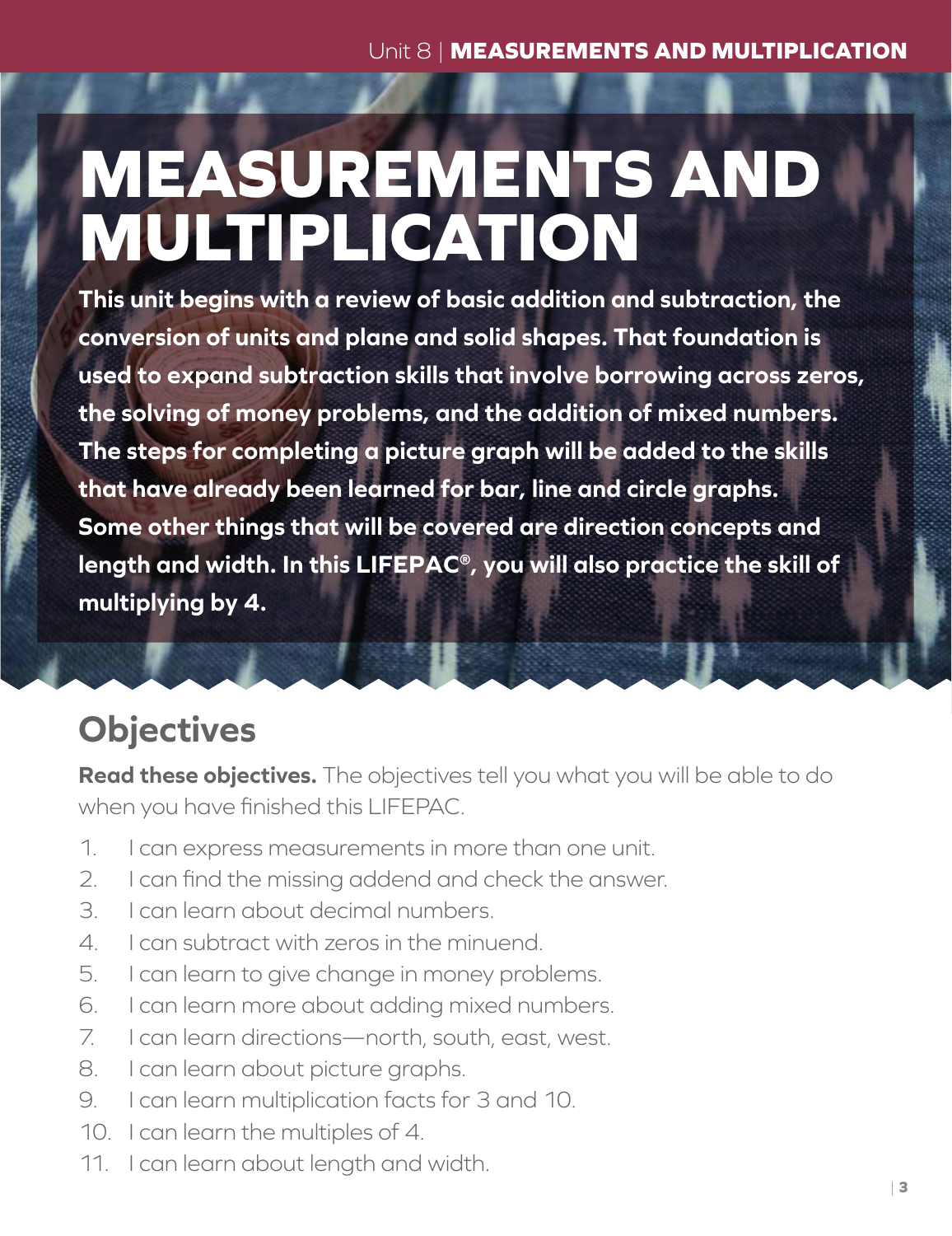# MEASUREMENTS AND MULTIPLICATION

**This unit begins with a review of basic addition and subtraction, the conversion of units and plane and solid shapes. That foundation is used to expand subtraction skills that involve borrowing across zeros, the solving of money problems, and the addition of mixed numbers. The steps for completing a picture graph will be added to the skills that have already been learned for bar, line and circle graphs. Some other things that will be covered are direction concepts and length and width. In this LIFEPAC®, you will also practice the skill of multiplying by 4.**

## Objectives

**Read these objectives.** The objectives tell you what you will be able to do when you have finished this LIFEPAC.

1. I can express measurements in more than one unit.
2. I can find the missing addend and check the answer.
3. I can learn about decimal numbers.
4. I can subtract with zeros in the minuend.
5. I can learn to give change in money problems.
6. I can learn more about adding mixed numbers.
7. I can learn directions—north, south, east, west.
8. I can learn about picture graphs.
9. I can learn multiplication facts for 3 and 10.
10. I can learn the multiples of 4.
11. I can learn about length and width.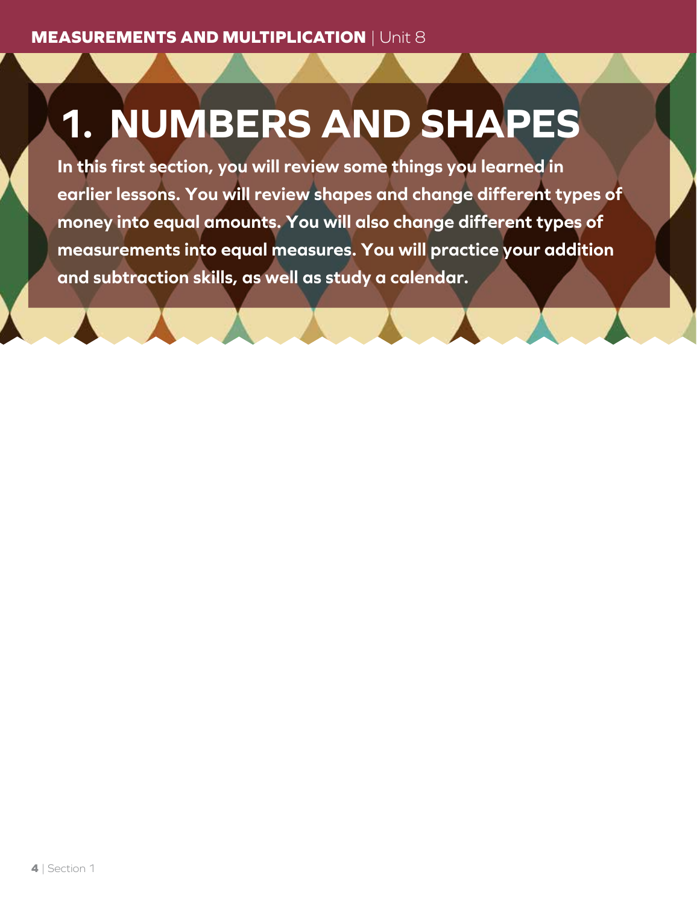# 1. NUMBERS AND SHAPES

**In this first section, you will review some things you learned in earlier lessons. You will review shapes and change different types of money into equal amounts. You will also change different types of measurements into equal measures. You will practice your addition and subtraction skills, as well as study a calendar.**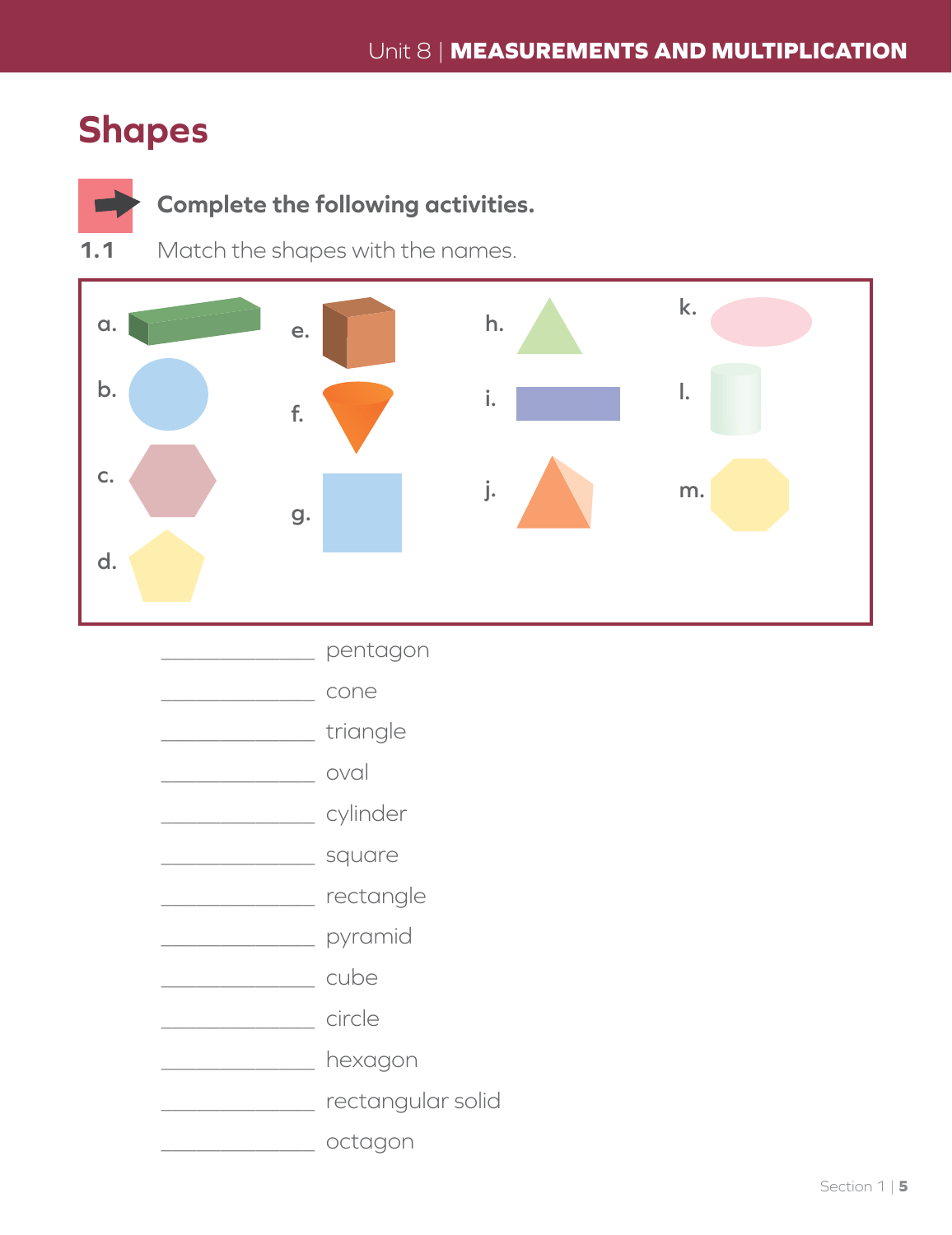# Shapes

**Complete the following activities.**

**1.1** Match the shapes with the names.

a. b. c. d. e. f. g. h. i. j. k. l. m.

______________ pentagon

______________ cone

______________ triangle

______________ oval

______________ cylinder

______________ square

______________ rectangle

______________ pyramid

______________ cube

______________ circle

______________ hexagon

______________ rectangular solid

______________ octagon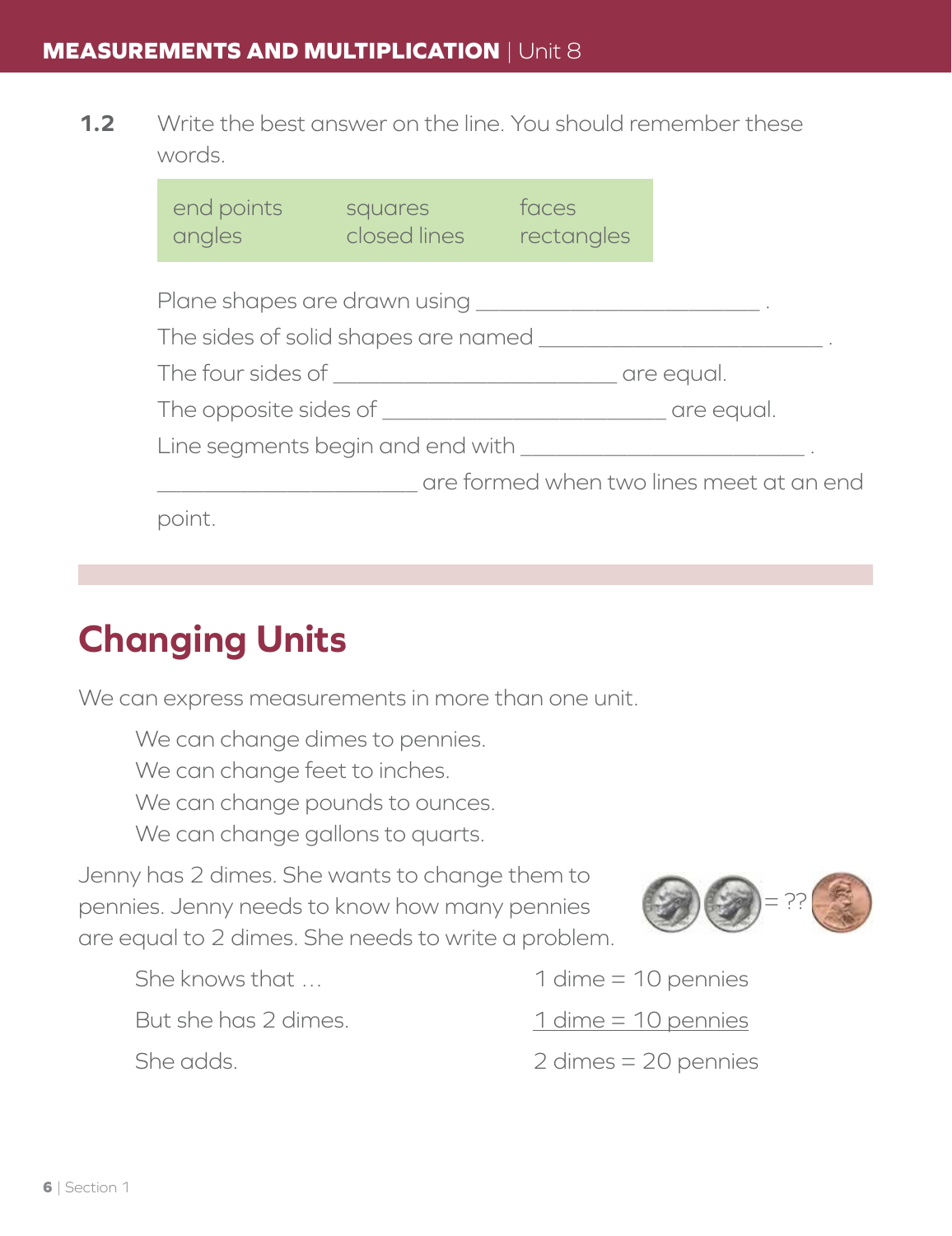**1.2** Write the best answer on the line. You should remember these words.

| end points | squares | faces |
|---|---|---|
| angles | closed lines | rectangles |

Plane shapes are drawn using ________________________ .

The sides of solid shapes are named ________________________ .

The four sides of ________________________ are equal.

The opposite sides of ________________________ are equal.

Line segments begin and end with ________________________ .

________________________ are formed when two lines meet at an end point.

## Changing Units

We can express measurements in more than one unit.

We can change dimes to pennies.
We can change feet to inches.
We can change pounds to ounces.
We can change gallons to quarts.

Jenny has 2 dimes. She wants to change them to pennies. Jenny needs to know how many pennies are equal to 2 dimes. She needs to write a problem.

= ??

| | |
|---|---|
| She knows that … | 1 dime = 10 pennies |
| But she has 2 dimes. | 1 dime = 10 pennies |
| She adds. | 2 dimes = 20 pennies |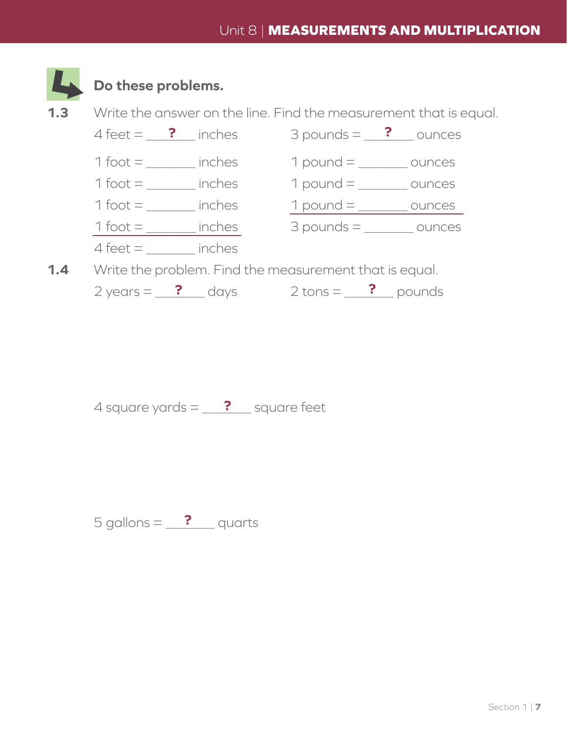## Do these problems.

**1.3** Write the answer on the line. Find the measurement that is equal.

4 feet = ___?___ inches

1 foot = _______ inches
1 foot = _______ inches
1 foot = _______ inches
1 foot = _______ inches

4 feet = _______ inches

3 pounds = ___?___ ounces

1 pound = _______ ounces
1 pound = _______ ounces
1 pound = _______ ounces

3 pounds = _______ ounces

**1.4** Write the problem. Find the measurement that is equal.

2 years = ___?___ days

2 tons = ___?___ pounds

4 square yards = ___?___ square feet

5 gallons = ___?___ quarts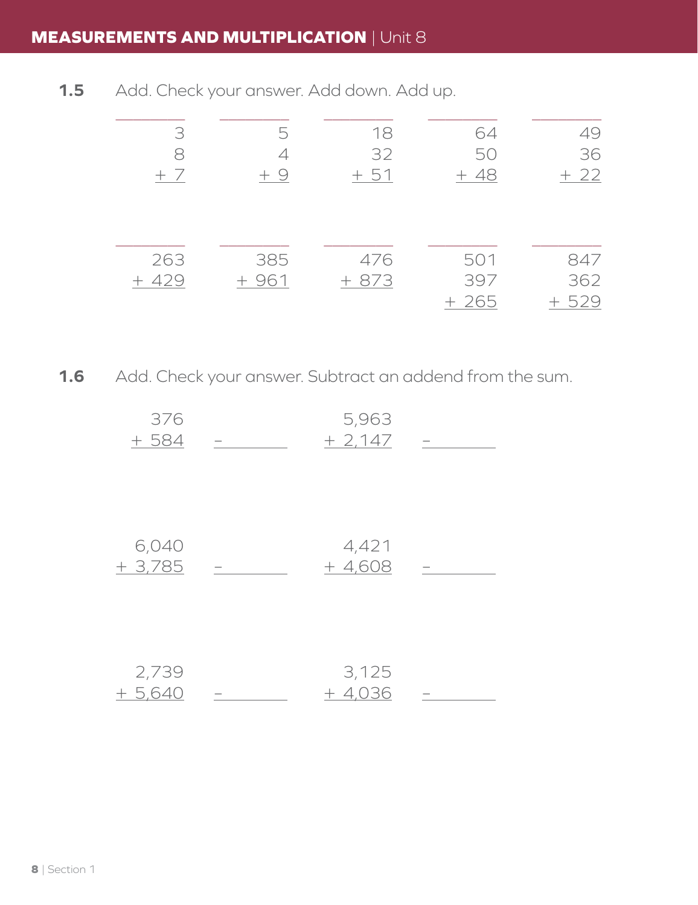**1.5** Add. Check your answer. Add down. Add up.

$$\begin{array}{r} 3 \\ 8 \\ +\ 7 \\ \hline \end{array} \qquad \begin{array}{r} 5 \\ 4 \\ +\ 9 \\ \hline \end{array} \qquad \begin{array}{r} 18 \\ 32 \\ +\ 51 \\ \hline \end{array} \qquad \begin{array}{r} 64 \\ 50 \\ +\ 48 \\ \hline \end{array} \qquad \begin{array}{r} 49 \\ 36 \\ +\ 22 \\ \hline \end{array}$$

$$\begin{array}{r} 263 \\ +\ 429 \\ \hline \end{array} \qquad \begin{array}{r} 385 \\ +\ 961 \\ \hline \end{array} \qquad \begin{array}{r} 476 \\ +\ 873 \\ \hline \end{array} \qquad \begin{array}{r} 501 \\ 397 \\ +\ 265 \\ \hline \end{array} \qquad \begin{array}{r} 847 \\ 362 \\ +\ 529 \\ \hline \end{array}$$

**1.6** Add. Check your answer. Subtract an addend from the sum.

$$\begin{array}{r} 376 \\ +\ 584 \\ \hline \end{array} \quad - \underline{\qquad\qquad} \qquad \begin{array}{r} 5{,}963 \\ +\ 2{,}147 \\ \hline \end{array} \quad - \underline{\qquad\qquad}$$

$$\begin{array}{r} 6{,}040 \\ +\ 3{,}785 \\ \hline \end{array} \quad - \underline{\qquad\qquad} \qquad \begin{array}{r} 4{,}421 \\ +\ 4{,}608 \\ \hline \end{array} \quad - \underline{\qquad\qquad}$$

$$\begin{array}{r} 2{,}739 \\ +\ 5{,}640 \\ \hline \end{array} \quad - \underline{\qquad\qquad} \qquad \begin{array}{r} 3{,}125 \\ +\ 4{,}036 \\ \hline \end{array} \quad - \underline{\qquad\qquad}$$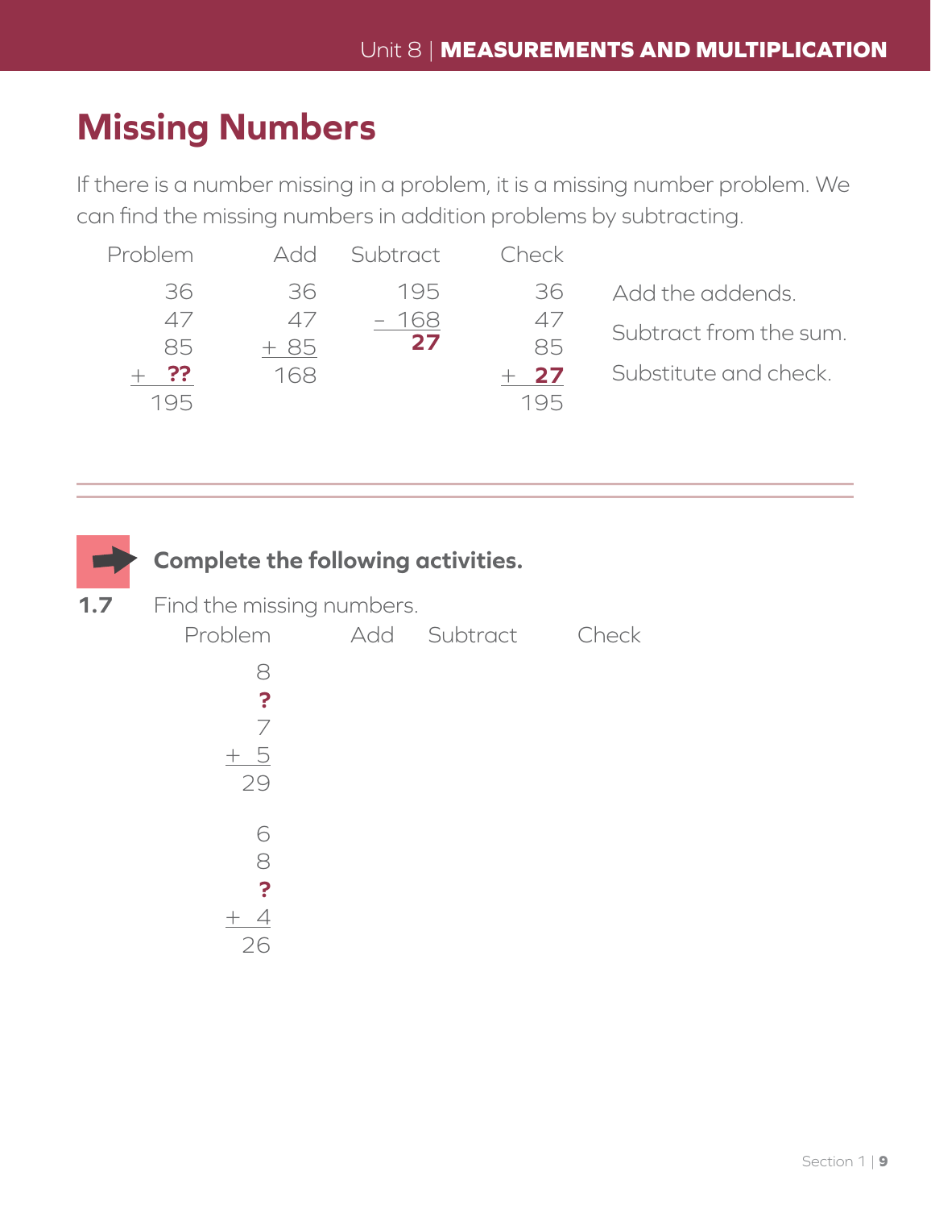# Missing Numbers

If there is a number missing in a problem, it is a missing number problem. We can find the missing numbers in addition problems by subtracting.

| Problem | Add | Subtract | Check | |
|---|---|---|---|---|
| 36<br>47<br>85<br>+ **??**<br>195 | 36<br>47<br>+ 85<br>168 | 195<br>– 168<br>**27** | 36<br>47<br>85<br>+ **27**<br>195 | Add the addends.<br>Subtract from the sum.<br>Substitute and check. |

---

**Complete the following activities.**

**1.7** Find the missing numbers.

| Problem | Add | Subtract | Check |
|---|---|---|---|
| 8<br>**?**<br>7<br>+ 5<br>29 | | | |
| 6<br>8<br>**?**<br>+ 4<br>26 | | | |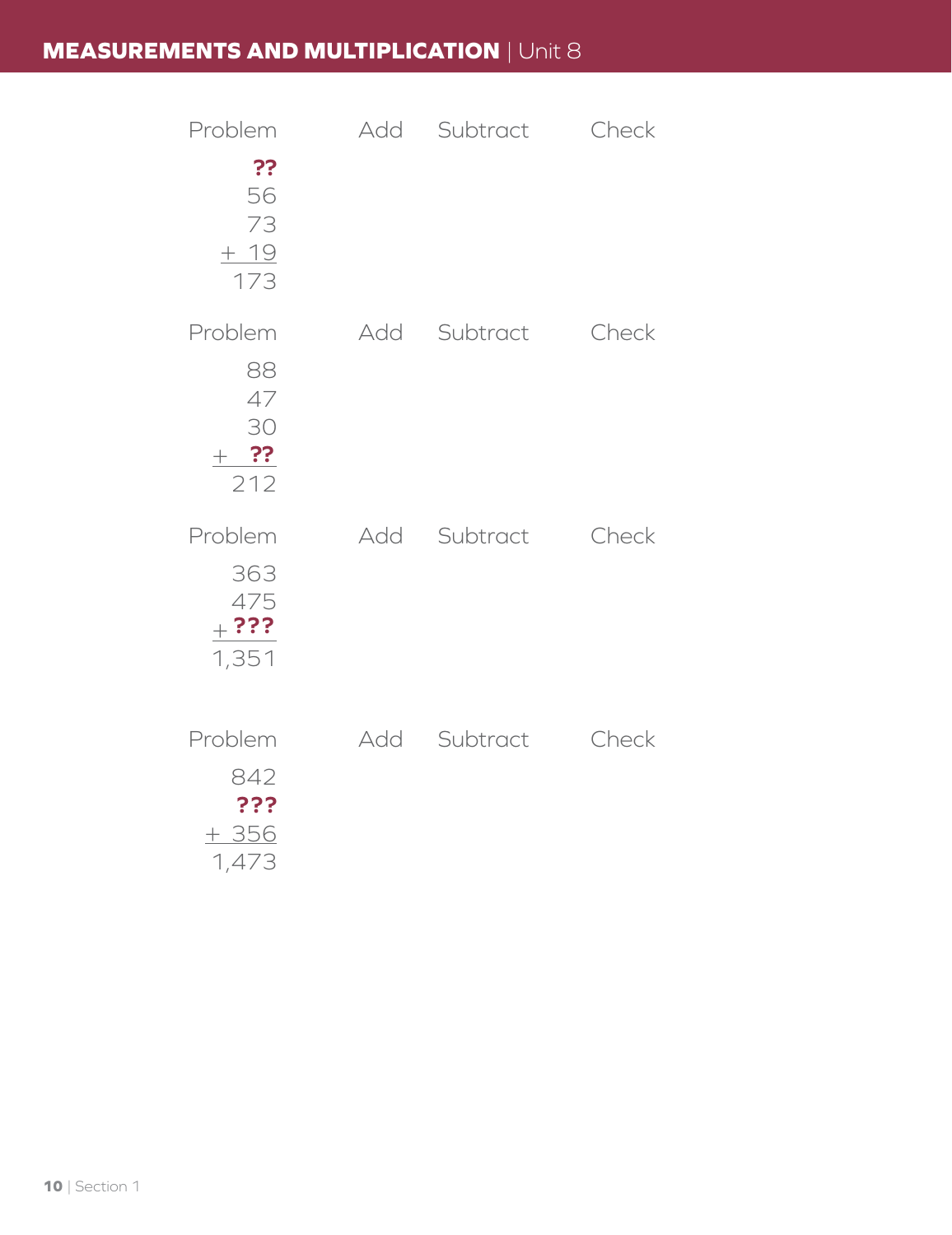| Problem | Add | Subtract | Check |
|---|---|---|---|
| ?? | | | |
| 56 | | | |
| 73 | | | |
| + 19 | | | |
| 173 | | | |

| Problem | Add | Subtract | Check |
|---|---|---|---|
| 88 | | | |
| 47 | | | |
| 30 | | | |
| + ?? | | | |
| 212 | | | |

| Problem | Add | Subtract | Check |
|---|---|---|---|
| 363 | | | |
| 475 | | | |
| + ??? | | | |
| 1,351 | | | |

| Problem | Add | Subtract | Check |
|---|---|---|---|
| 842 | | | |
| ??? | | | |
| + 356 | | | |
| 1,473 | | | |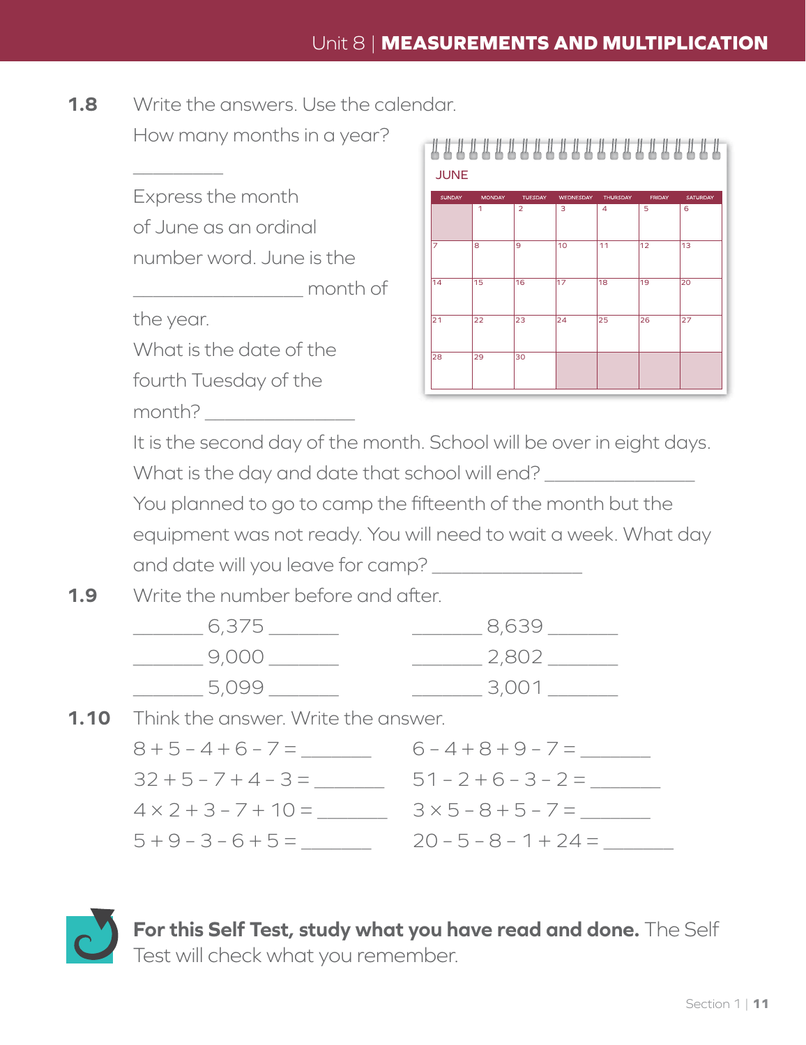**1.8** Write the answers. Use the calendar.

How many months in a year? __________

Express the month of June as an ordinal number word. June is the ________________ month of the year.

What is the date of the fourth Tuesday of the month? ________________

**JUNE**

| SUNDAY | MONDAY | TUESDAY | WEDNESDAY | THURSDAY | FRIDAY | SATURDAY |
|---|---|---|---|---|---|---|
| | 1 | 2 | 3 | 4 | 5 | 6 |
| 7 | 8 | 9 | 10 | 11 | 12 | 13 |
| 14 | 15 | 16 | 17 | 18 | 19 | 20 |
| 21 | 22 | 23 | 24 | 25 | 26 | 27 |
| 28 | 29 | 30 | | | | |

It is the second day of the month. School will be over in eight days. What is the day and date that school will end? ________________

You planned to go to camp the fifteenth of the month but the equipment was not ready. You will need to wait a week. What day and date will you leave for camp? ________________

**1.9** Write the number before and after.

_______ 6,375 _______ &nbsp;&nbsp;&nbsp;&nbsp; _______ 8,639 _______

_______ 9,000 _______ &nbsp;&nbsp;&nbsp;&nbsp; _______ 2,802 _______

_______ 5,099 _______ &nbsp;&nbsp;&nbsp;&nbsp; _______ 3,001 _______

**1.10** Think the answer. Write the answer.

$8 + 5 - 4 + 6 - 7 =$ _______ &nbsp;&nbsp;&nbsp;&nbsp; $6 - 4 + 8 + 9 - 7 =$ _______

$32 + 5 - 7 + 4 - 3 =$ _______ &nbsp;&nbsp;&nbsp;&nbsp; $51 - 2 + 6 - 3 - 2 =$ _______

$4 \times 2 + 3 - 7 + 10 =$ _______ &nbsp;&nbsp;&nbsp;&nbsp; $3 \times 5 - 8 + 5 - 7 =$ _______

$5 + 9 - 3 - 6 + 5 =$ _______ &nbsp;&nbsp;&nbsp;&nbsp; $20 - 5 - 8 - 1 + 24 =$ _______

**For this Self Test, study what you have read and done.** The Self Test will check what you remember.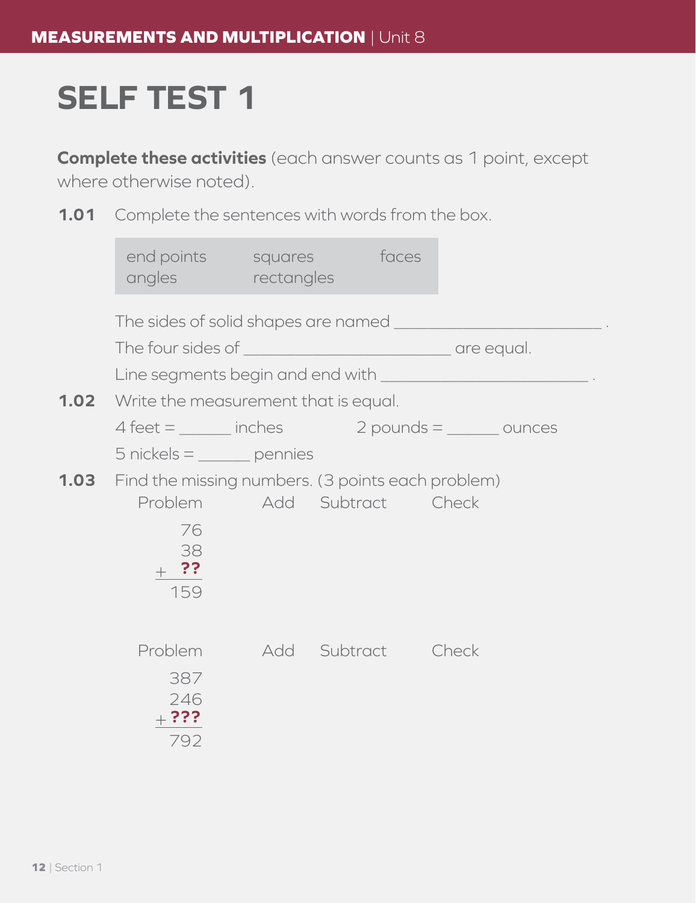# SELF TEST 1

**Complete these activities** (each answer counts as 1 point, except where otherwise noted).

**1.01** Complete the sentences with words from the box.

| end points | squares | faces |
|---|---|---|
| angles | rectangles | |

The sides of solid shapes are named ________________________ .

The four sides of ________________________ are equal.

Line segments begin and end with ________________________ .

**1.02** Write the measurement that is equal.

4 feet = ______ inches     2 pounds = ______ ounces

5 nickels = ______ pennies

**1.03** Find the missing numbers. (3 points each problem)

| Problem | Add | Subtract | Check |
|---|---|---|---|
| 76<br>38<br>+ **??**<br>159 | | | |

| Problem | Add | Subtract | Check |
|---|---|---|---|
| 387<br>246<br>+ **???**<br>792 | | | |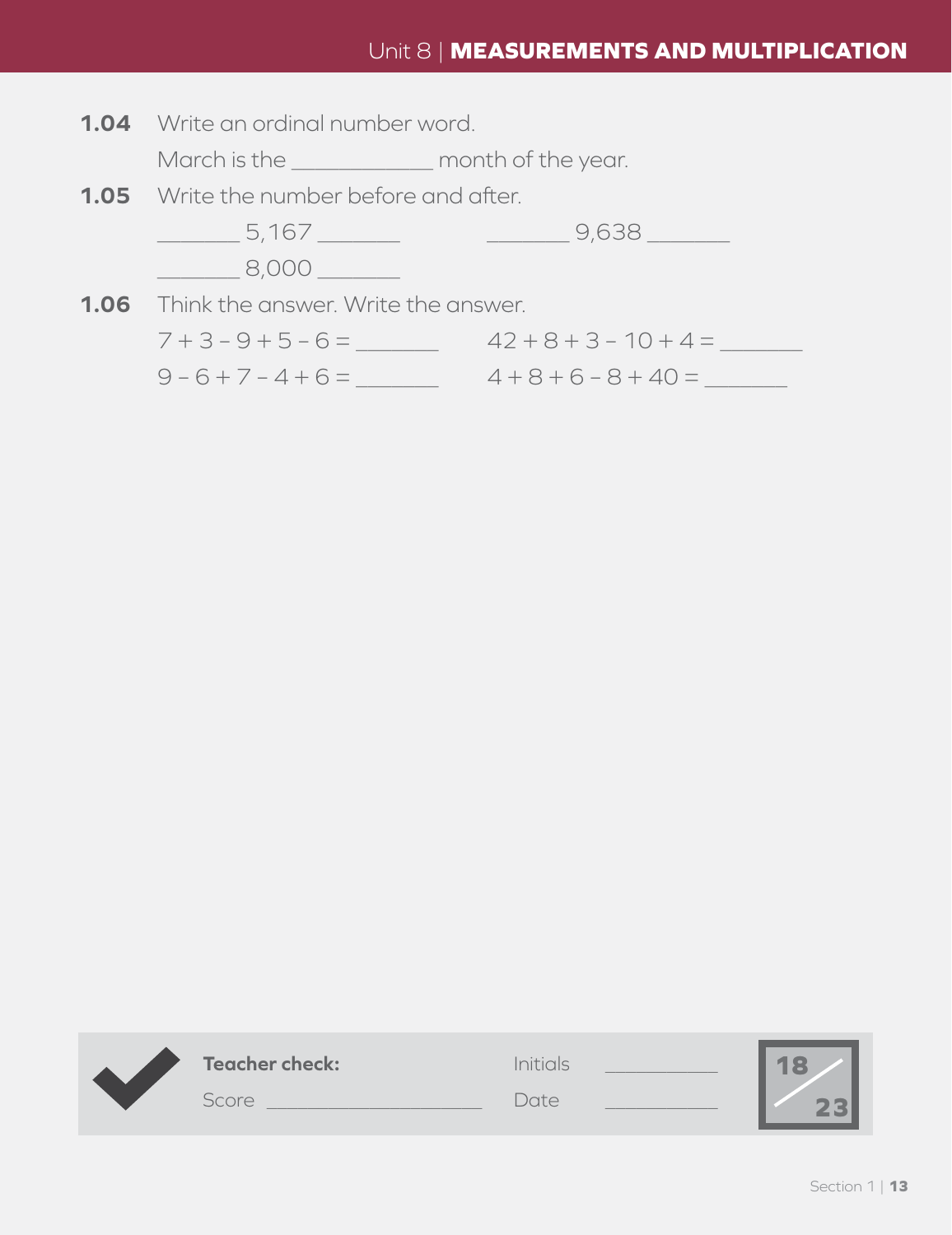**1.04** Write an ordinal number word.

March is the ____________ month of the year.

**1.05** Write the number before and after.

_______ 5,167 _______ _______ 9,638 _______

_______ 8,000 _______

**1.06** Think the answer. Write the answer.

$7 + 3 - 9 + 5 - 6 =$ _______ $42 + 8 + 3 - 10 + 4 =$ _______

$9 - 6 + 7 - 4 + 6 =$ _______ $4 + 8 + 6 - 8 + 40 =$ _______

**Teacher check:** Initials ___________

Score ____________________ Date ___________

18/23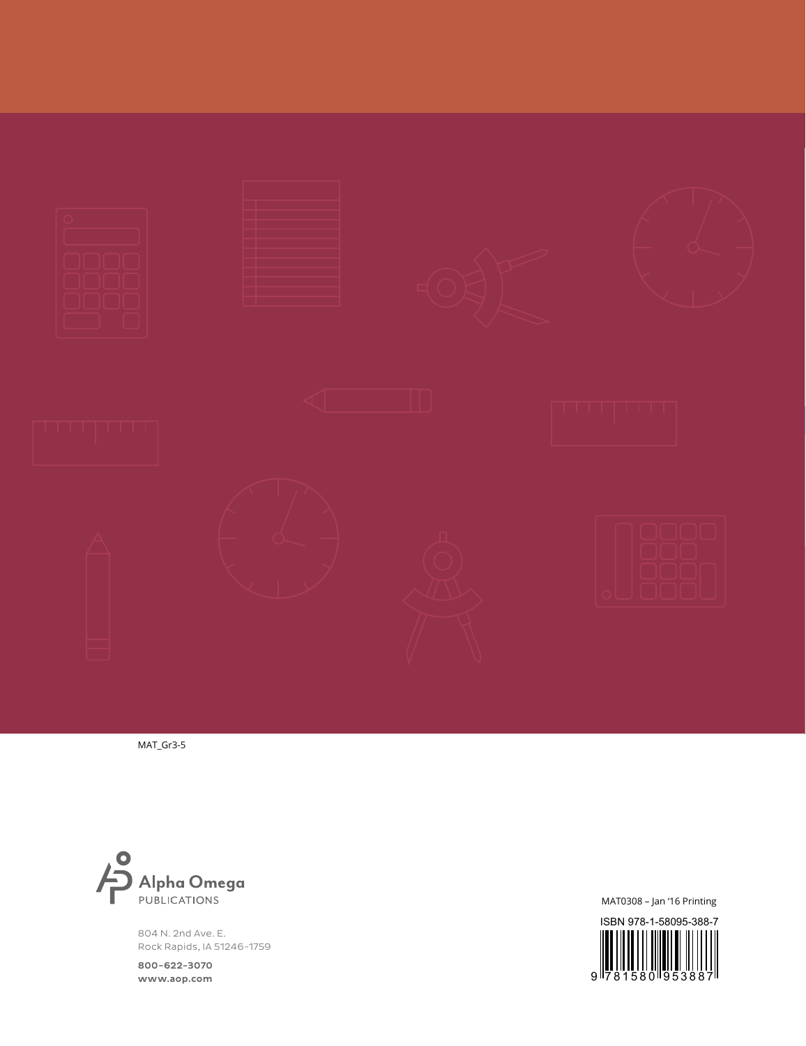MAT_Gr3-5

Alpha Omega
PUBLICATIONS

804 N. 2nd Ave. E.
Rock Rapids, IA 51246-1759

**800-622-3070**
**www.aop.com**

MAT0308 – Jan '16 Printing

ISBN 978-1-58095-388-7

9 781580 953887